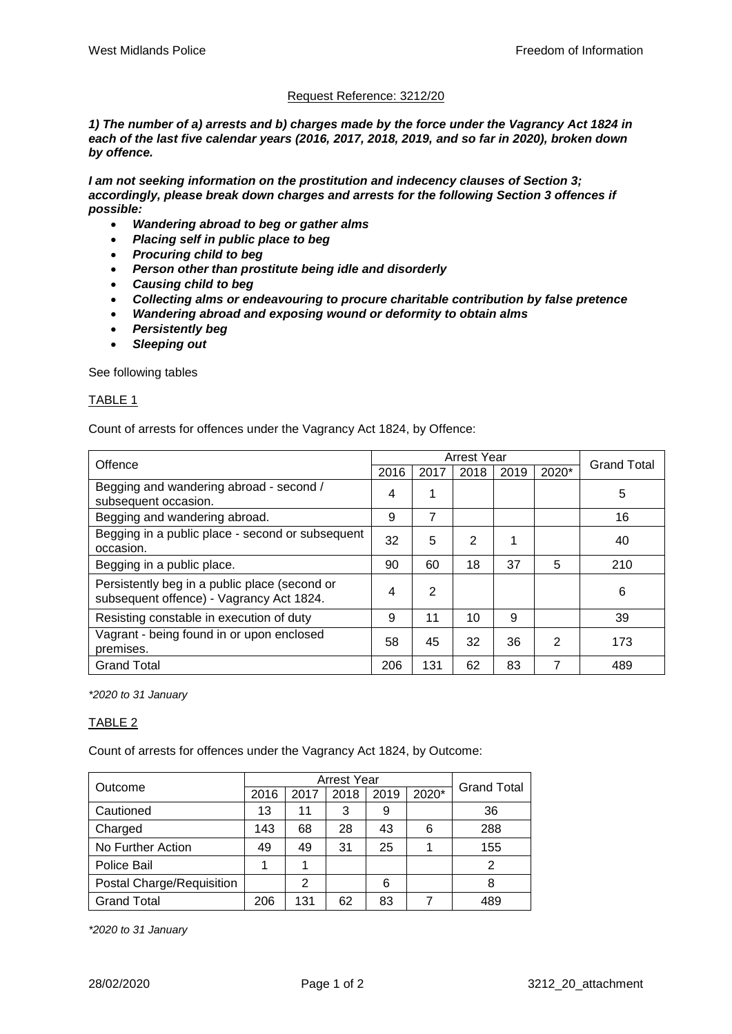Request Reference: 3212/20

***1) The number of a) arrests and b) charges made by the force under the Vagrancy Act 1824 in each of the last five calendar years (2016, 2017, 2018, 2019, and so far in 2020), broken down by offence.***

***I am not seeking information on the prostitution and indecency clauses of Section 3; accordingly, please break down charges and arrests for the following Section 3 offences if possible:***

- ***Wandering abroad to beg or gather alms***
- ***Placing self in public place to beg***
- ***Procuring child to beg***
- ***Person other than prostitute being idle and disorderly***
- ***Causing child to beg***
- ***Collecting alms or endeavouring to procure charitable contribution by false pretence***
- ***Wandering abroad and exposing wound or deformity to obtain alms***
- ***Persistently beg***
- ***Sleeping out***

See following tables

TABLE 1

Count of arrests for offences under the Vagrancy Act 1824, by Offence:

| Offence | Arrest Year | | | | | Grand Total |
|---|---|---|---|---|---|---|
| | 2016 | 2017 | 2018 | 2019 | 2020* | |
| Begging and wandering abroad - second / subsequent occasion. | 4 | 1 | | | | 5 |
| Begging and wandering abroad. | 9 | 7 | | | | 16 |
| Begging in a public place - second or subsequent occasion. | 32 | 5 | 2 | 1 | | 40 |
| Begging in a public place. | 90 | 60 | 18 | 37 | 5 | 210 |
| Persistently beg in a public place (second or subsequent offence) - Vagrancy Act 1824. | 4 | 2 | | | | 6 |
| Resisting constable in execution of duty | 9 | 11 | 10 | 9 | | 39 |
| Vagrant - being found in or upon enclosed premises. | 58 | 45 | 32 | 36 | 2 | 173 |
| Grand Total | 206 | 131 | 62 | 83 | 7 | 489 |

*\*2020 to 31 January*

TABLE 2

Count of arrests for offences under the Vagrancy Act 1824, by Outcome:

| Outcome | Arrest Year | | | | | Grand Total |
|---|---|---|---|---|---|---|
| | 2016 | 2017 | 2018 | 2019 | 2020* | |
| Cautioned | 13 | 11 | 3 | 9 | | 36 |
| Charged | 143 | 68 | 28 | 43 | 6 | 288 |
| No Further Action | 49 | 49 | 31 | 25 | 1 | 155 |
| Police Bail | 1 | 1 | | | | 2 |
| Postal Charge/Requisition | | 2 | | 6 | | 8 |
| Grand Total | 206 | 131 | 62 | 83 | 7 | 489 |

*\*2020 to 31 January*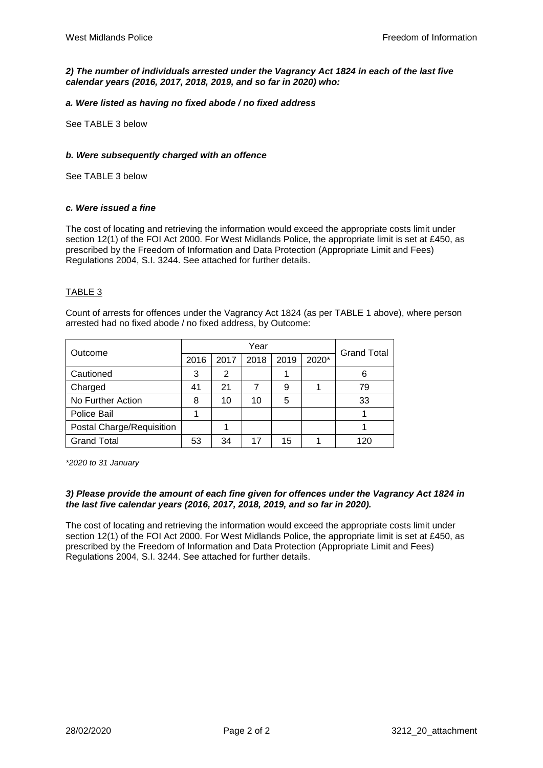***2) The number of individuals arrested under the Vagrancy Act 1824 in each of the last five calendar years (2016, 2017, 2018, 2019, and so far in 2020) who:***

***a. Were listed as having no fixed abode / no fixed address***

See TABLE 3 below

***b. Were subsequently charged with an offence***

See TABLE 3 below

***c. Were issued a fine***

The cost of locating and retrieving the information would exceed the appropriate costs limit under section 12(1) of the FOI Act 2000. For West Midlands Police, the appropriate limit is set at £450, as prescribed by the Freedom of Information and Data Protection (Appropriate Limit and Fees) Regulations 2004, S.I. 3244. See attached for further details.

TABLE 3

Count of arrests for offences under the Vagrancy Act 1824 (as per TABLE 1 above), where person arrested had no fixed abode / no fixed address, by Outcome:

| Outcome | Year | | | | | Grand Total |
|---|---|---|---|---|---|---|
| | 2016 | 2017 | 2018 | 2019 | 2020* | |
| Cautioned | 3 | 2 | | 1 | | 6 |
| Charged | 41 | 21 | 7 | 9 | 1 | 79 |
| No Further Action | 8 | 10 | 10 | 5 | | 33 |
| Police Bail | 1 | | | | | 1 |
| Postal Charge/Requisition | | 1 | | | | 1 |
| Grand Total | 53 | 34 | 17 | 15 | 1 | 120 |

*\*2020 to 31 January*

***3) Please provide the amount of each fine given for offences under the Vagrancy Act 1824 in the last five calendar years (2016, 2017, 2018, 2019, and so far in 2020).***

The cost of locating and retrieving the information would exceed the appropriate costs limit under section 12(1) of the FOI Act 2000. For West Midlands Police, the appropriate limit is set at £450, as prescribed by the Freedom of Information and Data Protection (Appropriate Limit and Fees) Regulations 2004, S.I. 3244. See attached for further details.